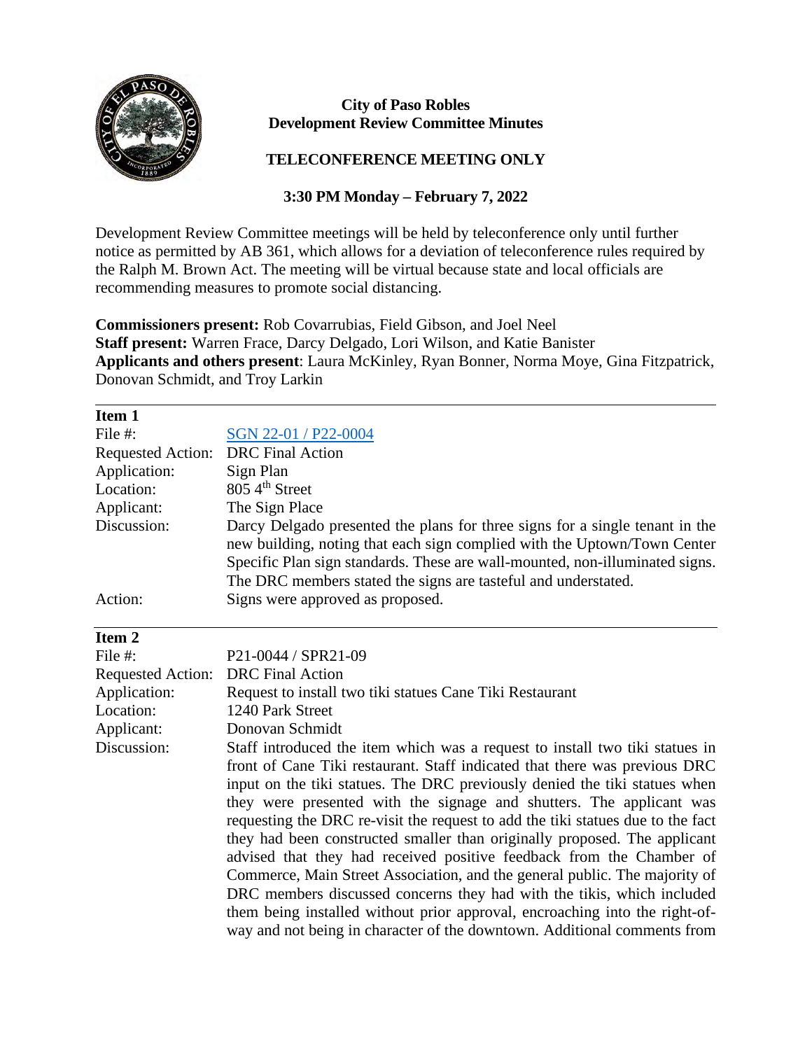**City of Paso Robles**
**Development Review Committee Minutes**

**TELECONFERENCE MEETING ONLY**

**3:30 PM Monday – February 7, 2022**

Development Review Committee meetings will be held by teleconference only until further notice as permitted by AB 361, which allows for a deviation of teleconference rules required by the Ralph M. Brown Act. The meeting will be virtual because state and local officials are recommending measures to promote social distancing.

**Commissioners present:** Rob Covarrubias, Field Gibson, and Joel Neel
**Staff present:** Warren Frace, Darcy Delgado, Lori Wilson, and Katie Banister
**Applicants and others present**: Laura McKinley, Ryan Bonner, Norma Moye, Gina Fitzpatrick, Donovan Schmidt, and Troy Larkin

---

**Item 1**

| | |
|---|---|
| File #: | SGN 22-01 / P22-0004 |
| Requested Action: | DRC Final Action |
| Application: | Sign Plan |
| Location: | 805 4th Street |
| Applicant: | The Sign Place |
| Discussion: | Darcy Delgado presented the plans for three signs for a single tenant in the new building, noting that each sign complied with the Uptown/Town Center Specific Plan sign standards. These are wall-mounted, non-illuminated signs. The DRC members stated the signs are tasteful and understated. |
| Action: | Signs were approved as proposed. |

---

**Item 2**

| | |
|---|---|
| File #: | P21-0044 / SPR21-09 |
| Requested Action: | DRC Final Action |
| Application: | Request to install two tiki statues Cane Tiki Restaurant |
| Location: | 1240 Park Street |
| Applicant: | Donovan Schmidt |
| Discussion: | Staff introduced the item which was a request to install two tiki statues in front of Cane Tiki restaurant. Staff indicated that there was previous DRC input on the tiki statues. The DRC previously denied the tiki statues when they were presented with the signage and shutters. The applicant was requesting the DRC re-visit the request to add the tiki statues due to the fact they had been constructed smaller than originally proposed. The applicant advised that they had received positive feedback from the Chamber of Commerce, Main Street Association, and the general public. The majority of DRC members discussed concerns they had with the tikis, which included them being installed without prior approval, encroaching into the right-of-way and not being in character of the downtown. Additional comments from |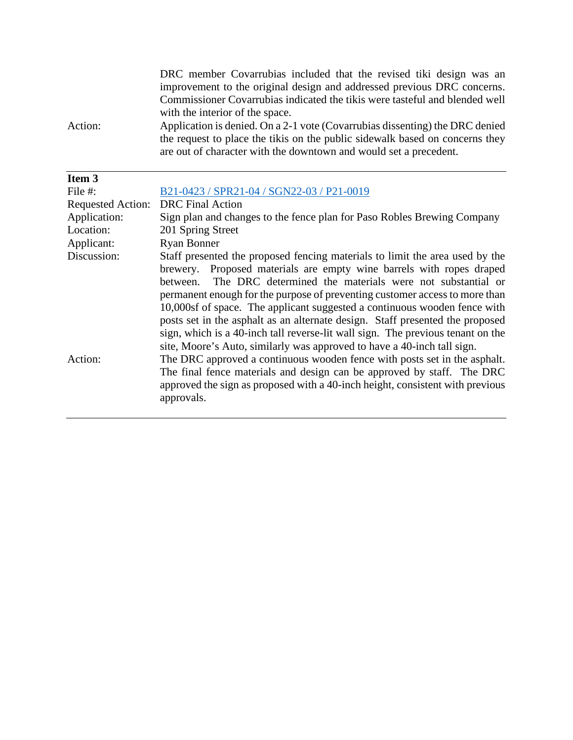| | |
|---|---|
| | DRC member Covarrubias included that the revised tiki design was an improvement to the original design and addressed previous DRC concerns. Commissioner Covarrubias indicated the tikis were tasteful and blended well with the interior of the space. |
| Action: | Application is denied. On a 2-1 vote (Covarrubias dissenting) the DRC denied the request to place the tikis on the public sidewalk based on concerns they are out of character with the downtown and would set a precedent. |

**Item 3**

| | |
|---|---|
| File #: | B21-0423 / SPR21-04 / SGN22-03 / P21-0019 |
| Requested Action: | DRC Final Action |
| Application: | Sign plan and changes to the fence plan for Paso Robles Brewing Company |
| Location: | 201 Spring Street |
| Applicant: | Ryan Bonner |
| Discussion: | Staff presented the proposed fencing materials to limit the area used by the brewery. Proposed materials are empty wine barrels with ropes draped between. The DRC determined the materials were not substantial or permanent enough for the purpose of preventing customer access to more than 10,000sf of space. The applicant suggested a continuous wooden fence with posts set in the asphalt as an alternate design. Staff presented the proposed sign, which is a 40-inch tall reverse-lit wall sign. The previous tenant on the site, Moore's Auto, similarly was approved to have a 40-inch tall sign. |
| Action: | The DRC approved a continuous wooden fence with posts set in the asphalt. The final fence materials and design can be approved by staff. The DRC approved the sign as proposed with a 40-inch height, consistent with previous approvals. |